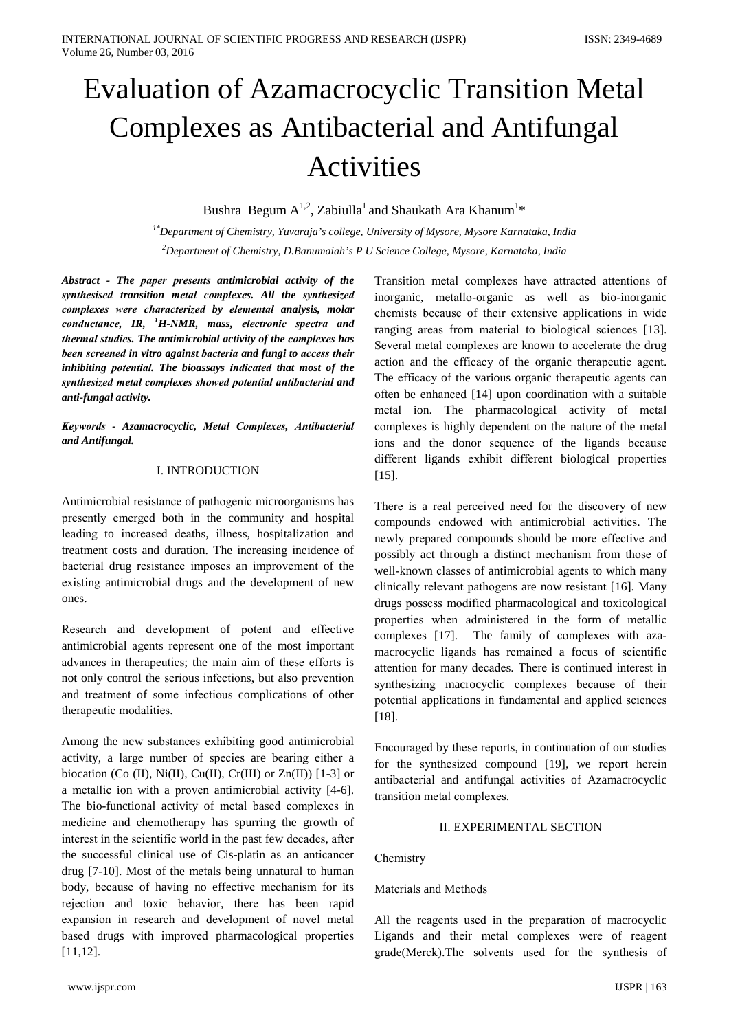# Evaluation of Azamacrocyclic Transition Metal Complexes as Antibacterial and Antifungal Activities

Bushra Begum A[1,2], Zabiulla[1] and Shaukath Ara Khanum[1]*

[1*]Department of Chemistry, Yuvaraja's college, University of Mysore, Mysore Karnataka, India

[2]Department of Chemistry, D.Banumaiah's P U Science College, Mysore, Karnataka, India

***Abstract - The paper presents antimicrobial activity of the synthesised transition metal complexes. All the synthesized complexes were characterized by elemental analysis, molar conductance, IR, $^{1}$H-NMR, mass, electronic spectra and thermal studies. The antimicrobial activity of the complexes has been screened in vitro against bacteria and fungi to access their inhibiting potential. The bioassays indicated that most of the synthesized metal complexes showed potential antibacterial and anti-fungal activity.***

***Keywords - Azamacrocyclic, Metal Complexes, Antibacterial and Antifungal.***

## I. INTRODUCTION

Antimicrobial resistance of pathogenic microorganisms has presently emerged both in the community and hospital leading to increased deaths, illness, hospitalization and treatment costs and duration. The increasing incidence of bacterial drug resistance imposes an improvement of the existing antimicrobial drugs and the development of new ones.

Research and development of potent and effective antimicrobial agents represent one of the most important advances in therapeutics; the main aim of these efforts is not only control the serious infections, but also prevention and treatment of some infectious complications of other therapeutic modalities.

Among the new substances exhibiting good antimicrobial activity, a large number of species are bearing either a biocation (Co (II), Ni(II), Cu(II), Cr(III) or Zn(II)) [1-3] or a metallic ion with a proven antimicrobial activity [4-6]. The bio-functional activity of metal based complexes in medicine and chemotherapy has spurring the growth of interest in the scientific world in the past few decades, after the successful clinical use of Cis-platin as an anticancer drug [7-10]. Most of the metals being unnatural to human body, because of having no effective mechanism for its rejection and toxic behavior, there has been rapid expansion in research and development of novel metal based drugs with improved pharmacological properties [11,12].

Transition metal complexes have attracted attentions of inorganic, metallo-organic as well as bio-inorganic chemists because of their extensive applications in wide ranging areas from material to biological sciences [13]. Several metal complexes are known to accelerate the drug action and the efficacy of the organic therapeutic agent. The efficacy of the various organic therapeutic agents can often be enhanced [14] upon coordination with a suitable metal ion. The pharmacological activity of metal complexes is highly dependent on the nature of the metal ions and the donor sequence of the ligands because different ligands exhibit different biological properties [15].

There is a real perceived need for the discovery of new compounds endowed with antimicrobial activities. The newly prepared compounds should be more effective and possibly act through a distinct mechanism from those of well-known classes of antimicrobial agents to which many clinically relevant pathogens are now resistant [16]. Many drugs possess modified pharmacological and toxicological properties when administered in the form of metallic complexes [17]. The family of complexes with aza-macrocyclic ligands has remained a focus of scientific attention for many decades. There is continued interest in synthesizing macrocyclic complexes because of their potential applications in fundamental and applied sciences [18].

Encouraged by these reports, in continuation of our studies for the synthesized compound [19], we report herein antibacterial and antifungal activities of Azamacrocyclic transition metal complexes.

## II. EXPERIMENTAL SECTION

### Chemistry

### Materials and Methods

All the reagents used in the preparation of macrocyclic Ligands and their metal complexes were of reagent grade(Merck).The solvents used for the synthesis of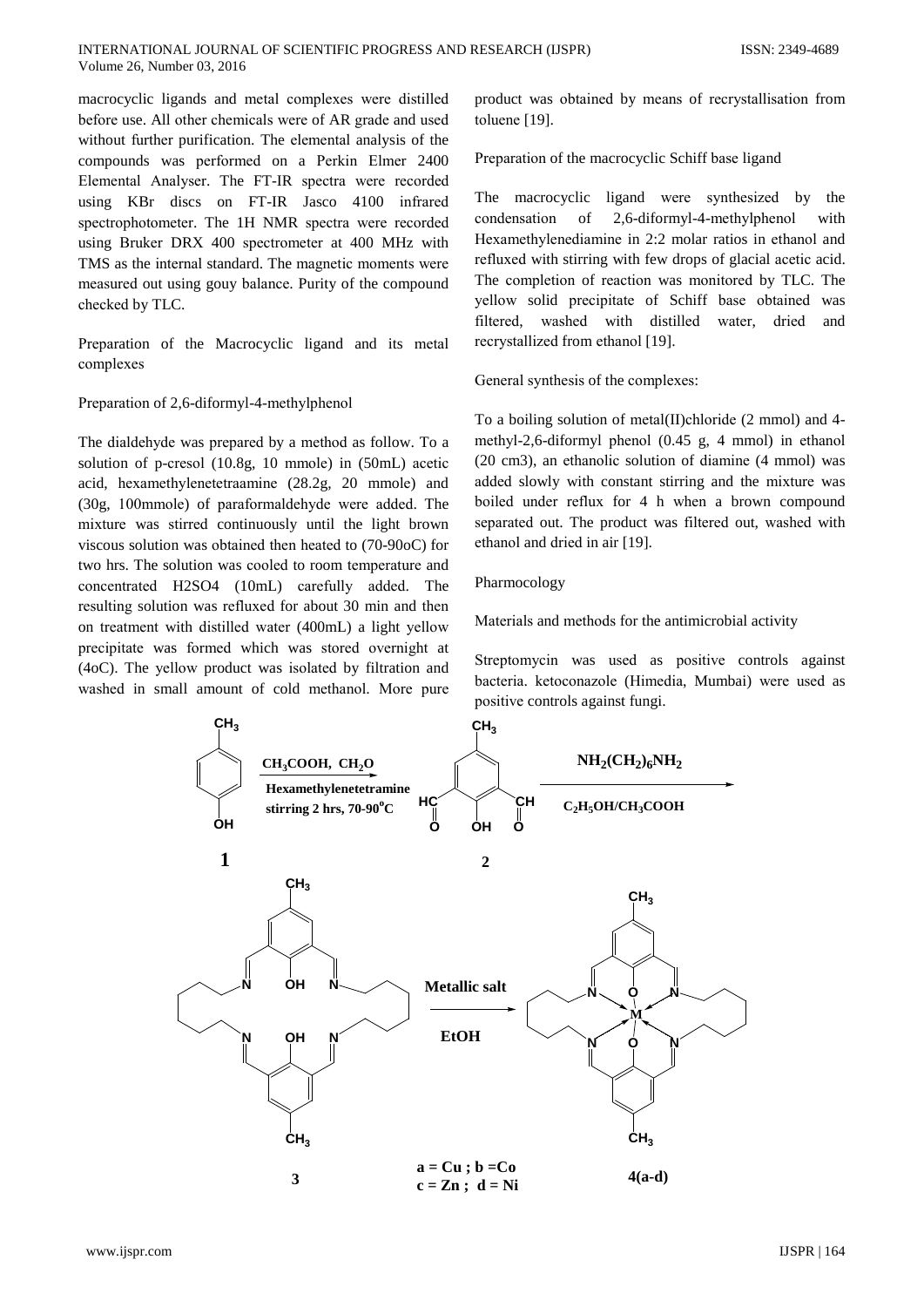macrocyclic ligands and metal complexes were distilled before use. All other chemicals were of AR grade and used without further purification. The elemental analysis of the compounds was performed on a Perkin Elmer 2400 Elemental Analyser. The FT-IR spectra were recorded using KBr discs on FT-IR Jasco 4100 infrared spectrophotometer. The 1H NMR spectra were recorded using Bruker DRX 400 spectrometer at 400 MHz with TMS as the internal standard. The magnetic moments were measured out using gouy balance. Purity of the compound checked by TLC.

Preparation of the Macrocyclic ligand and its metal complexes

Preparation of 2,6-diformyl-4-methylphenol

The dialdehyde was prepared by a method as follow. To a solution of p-cresol (10.8g, 10 mmole) in (50mL) acetic acid, hexamethylenetetraamine (28.2g, 20 mmole) and (30g, 100mmole) of paraformaldehyde were added. The mixture was stirred continuously until the light brown viscous solution was obtained then heated to (70-90oC) for two hrs. The solution was cooled to room temperature and concentrated H2SO4 (10mL) carefully added. The resulting solution was refluxed for about 30 min and then on treatment with distilled water (400mL) a light yellow precipitate was formed which was stored overnight at (4oC). The yellow product was isolated by filtration and washed in small amount of cold methanol. More pure product was obtained by means of recrystallisation from toluene [19].

Preparation of the macrocyclic Schiff base ligand

The macrocyclic ligand were synthesized by the condensation of 2,6-diformyl-4-methylphenol with Hexamethylenediamine in 2:2 molar ratios in ethanol and refluxed with stirring with few drops of glacial acetic acid. The completion of reaction was monitored by TLC. The yellow solid precipitate of Schiff base obtained was filtered, washed with distilled water, dried and recrystallized from ethanol [19].

General synthesis of the complexes:

To a boiling solution of metal(II)chloride (2 mmol) and 4-methyl-2,6-diformyl phenol (0.45 g, 4 mmol) in ethanol (20 cm3), an ethanolic solution of diamine (4 mmol) was added slowly with constant stirring and the mixture was boiled under reflux for 4 h when a brown compound separated out. The product was filtered out, washed with ethanol and dried in air [19].

Pharmocology

Materials and methods for the antimicrobial activity

Streptomycin was used as positive controls against bacteria. ketoconazole (Himedia, Mumbai) were used as positive controls against fungi.

$CH_3COOH$, $CH_2O$ / Hexamethylenetetramine / stirring 2 hrs, 70-90°C

$NH_2(CH_2)_6NH_2$ / $C_2H_5OH/CH_3COOH$

Metallic salt / EtOH

1 2 3 4(a-d)

a = Cu ; b = Co
c = Zn ; d = Ni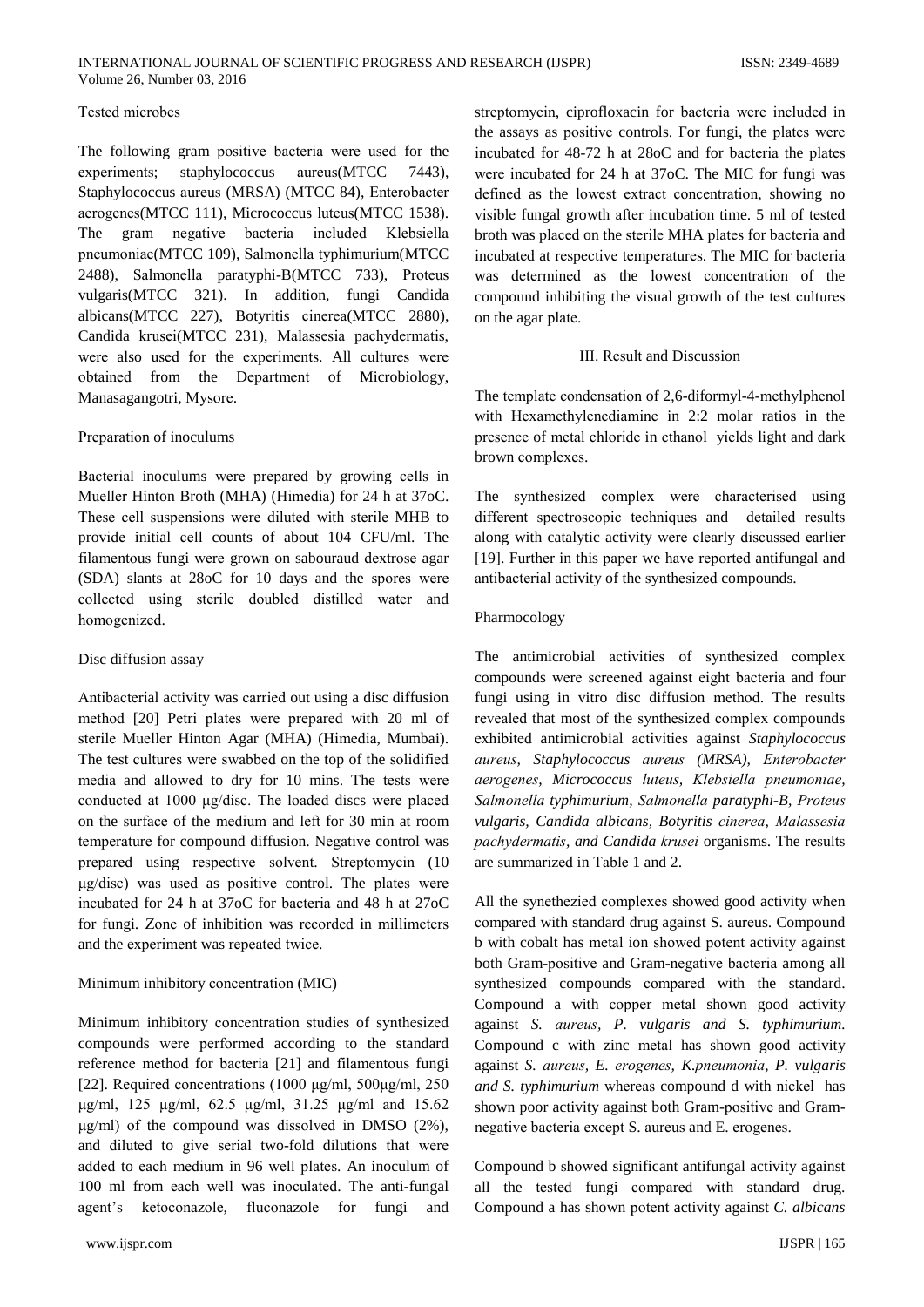Tested microbes

The following gram positive bacteria were used for the experiments; staphylococcus aureus(MTCC 7443), Staphylococcus aureus (MRSA) (MTCC 84), Enterobacter aerogenes(MTCC 111), Micrococcus luteus(MTCC 1538). The gram negative bacteria included Klebsiella pneumoniae(MTCC 109), Salmonella typhimurium(MTCC 2488), Salmonella paratyphi-B(MTCC 733), Proteus vulgaris(MTCC 321). In addition, fungi Candida albicans(MTCC 227), Botyritis cinerea(MTCC 2880), Candida krusei(MTCC 231), Malassesia pachydermatis, were also used for the experiments. All cultures were obtained from the Department of Microbiology, Manasagangotri, Mysore.

Preparation of inoculums

Bacterial inoculums were prepared by growing cells in Mueller Hinton Broth (MHA) (Himedia) for 24 h at 37oC. These cell suspensions were diluted with sterile MHB to provide initial cell counts of about 104 CFU/ml. The filamentous fungi were grown on sabouraud dextrose agar (SDA) slants at 28oC for 10 days and the spores were collected using sterile doubled distilled water and homogenized.

Disc diffusion assay

Antibacterial activity was carried out using a disc diffusion method [20] Petri plates were prepared with 20 ml of sterile Mueller Hinton Agar (MHA) (Himedia, Mumbai). The test cultures were swabbed on the top of the solidified media and allowed to dry for 10 mins. The tests were conducted at 1000 µg/disc. The loaded discs were placed on the surface of the medium and left for 30 min at room temperature for compound diffusion. Negative control was prepared using respective solvent. Streptomycin (10 µg/disc) was used as positive control. The plates were incubated for 24 h at 37oC for bacteria and 48 h at 27oC for fungi. Zone of inhibition was recorded in millimeters and the experiment was repeated twice.

Minimum inhibitory concentration (MIC)

Minimum inhibitory concentration studies of synthesized compounds were performed according to the standard reference method for bacteria [21] and filamentous fungi [22]. Required concentrations (1000 µg/ml, 500µg/ml, 250 µg/ml, 125 µg/ml, 62.5 µg/ml, 31.25 µg/ml and 15.62 µg/ml) of the compound was dissolved in DMSO (2%), and diluted to give serial two-fold dilutions that were added to each medium in 96 well plates. An inoculum of 100 ml from each well was inoculated. The anti-fungal agent's ketoconazole, fluconazole for fungi and streptomycin, ciprofloxacin for bacteria were included in the assays as positive controls. For fungi, the plates were incubated for 48-72 h at 28oC and for bacteria the plates were incubated for 24 h at 37oC. The MIC for fungi was defined as the lowest extract concentration, showing no visible fungal growth after incubation time. 5 ml of tested broth was placed on the sterile MHA plates for bacteria and incubated at respective temperatures. The MIC for bacteria was determined as the lowest concentration of the compound inhibiting the visual growth of the test cultures on the agar plate.

## III. Result and Discussion

The template condensation of 2,6-diformyl-4-methylphenol with Hexamethylenediamine in 2:2 molar ratios in the presence of metal chloride in ethanol yields light and dark brown complexes.

The synthesized complex were characterised using different spectroscopic techniques and detailed results along with catalytic activity were clearly discussed earlier [19]. Further in this paper we have reported antifungal and antibacterial activity of the synthesized compounds.

Pharmocology

The antimicrobial activities of synthesized complex compounds were screened against eight bacteria and four fungi using in vitro disc diffusion method. The results revealed that most of the synthesized complex compounds exhibited antimicrobial activities against *Staphylococcus aureus, Staphylococcus aureus (MRSA), Enterobacter aerogenes, Micrococcus luteus, Klebsiella pneumoniae, Salmonella typhimurium, Salmonella paratyphi-B, Proteus vulgaris, Candida albicans, Botyritis cinerea, Malassesia pachydermatis, and Candida krusei* organisms. The results are summarized in Table 1 and 2.

All the synethezied complexes showed good activity when compared with standard drug against S. aureus. Compound b with cobalt has metal ion showed potent activity against both Gram-positive and Gram-negative bacteria among all synthesized compounds compared with the standard. Compound a with copper metal shown good activity against *S. aureus, P. vulgaris and S. typhimurium.* Compound c with zinc metal has shown good activity against *S. aureus, E. erogenes, K.pneumonia, P. vulgaris and S. typhimurium* whereas compound d with nickel has shown poor activity against both Gram-positive and Gram-negative bacteria except S. aureus and E. erogenes.

Compound b showed significant antifungal activity against all the tested fungi compared with standard drug. Compound a has shown potent activity against *C. albicans*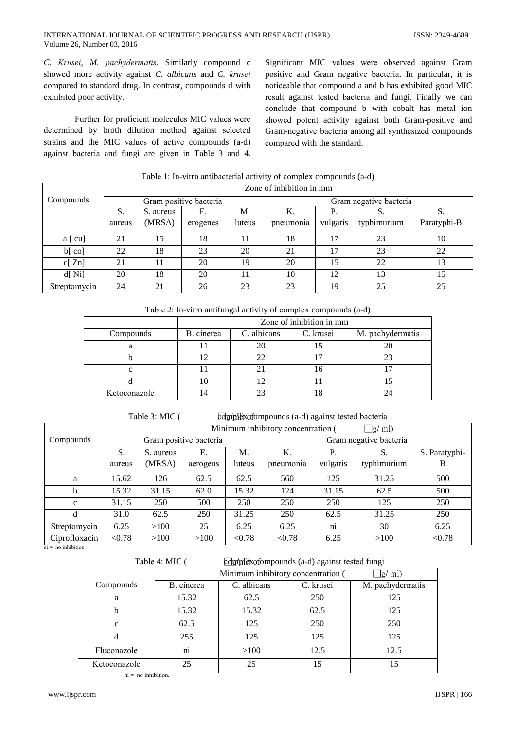*C. Krusei, M. pachydermatis*. Similarly compound c showed more activity against *C. albicans* and *C. krusei* compared to standard drug. In contrast, compounds d with exhibited poor activity.

Further for proficient molecules MIC values were determined by broth dilution method against selected strains and the MIC values of active compounds (a-d) against bacteria and fungi are given in Table 3 and 4. Significant MIC values were observed against Gram positive and Gram negative bacteria. In particular, it is noticeable that compound a and b has exhibited good MIC result against tested bacteria and fungi. Finally we can conclude that compound b with cobalt has metal ion showed potent activity against both Gram-positive and Gram-negative bacteria among all synthesized compounds compared with the standard.

Table 1: In-vitro antibacterial activity of complex compounds (a-d)

| Compounds | Zone of inhibition in mm | | | | | | | |
|---|---|---|---|---|---|---|---|---|
| | Gram positive bacteria | | | | Gram negative bacteria | | | |
| | S. aureus | S. aureus (MRSA) | E. erogenes | M. luteus | K. pneumonia | P. vulgaris | S. typhimurium | S. Paratyphi-B |
| a [ cu] | 21 | 15 | 18 | 11 | 18 | 17 | 23 | 10 |
| b[ co] | 22 | 18 | 23 | 20 | 21 | 17 | 23 | 22 |
| c[ Zn] | 21 | 11 | 20 | 19 | 20 | 15 | 22 | 13 |
| d[ Ni] | 20 | 18 | 20 | 11 | 10 | 12 | 13 | 15 |
| Streptomycin | 24 | 21 | 26 | 23 | 23 | 19 | 25 | 25 |

Table 2: In-vitro antifungal activity of complex compounds (a-d)

| | Zone of inhibition in mm | | | |
|---|---|---|---|---|
| Compounds | B. cinerea | C. albicans | C. krusei | M. pachydermatis |
| a | 11 | 20 | 15 | 20 |
| b | 12 | 22 | 17 | 23 |
| c | 11 | 21 | 16 | 17 |
| d | 10 | 12 | 11 | 15 |
| Ketoconazole | 14 | 23 | 18 | 24 |

Table 3: MIC (μg/ml) of complex compounds (a-d) against tested bacteria

| Compounds | Minimum inhibitory concentration (μg/ ml) | | | | | | | |
|---|---|---|---|---|---|---|---|---|
| | Gram positive bacteria | | | | Gram negative bacteria | | | |
| | S. aureus | S. aureus (MRSA) | E. aerogens | M. luteus | K. pneumonia | P. vulgaris | S. typhimurium | S. Paratyphi-B |
| a | 15.62 | 126 | 62.5 | 62.5 | 560 | 125 | 31.25 | 500 |
| b | 15.32 | 31.15 | 62.0 | 15.32 | 124 | 31.15 | 62.5 | 500 |
| c | 31.15 | 250 | 500 | 250 | 250 | 250 | 125 | 250 |
| d | 31.0 | 62.5 | 250 | 31.25 | 250 | 62.5 | 31.25 | 250 |
| Streptomycin | 6.25 | >100 | 25 | 6.25 | 6.25 | ni | 30 | 6.25 |
| Ciprofloxacin | <0.78 | >100 | >100 | <0.78 | <0.78 | 6.25 | >100 | <0.78 |

ni = no inhibition

Table 4: MIC (μg/ml) of complex compounds (a-d) against tested fungi

| Compounds | Minimum inhibitory concentration (μg/ ml) | | | |
|---|---|---|---|---|
| | B. cinerea | C. albicans | C. krusei | M. pachydermatis |
| a | 15.32 | 62.5 | 250 | 125 |
| b | 15.32 | 15.32 | 62.5 | 125 |
| c | 62.5 | 125 | 250 | 250 |
| d | 255 | 125 | 125 | 125 |
| Fluconazole | ni | >100 | 12.5 | 12.5 |
| Ketoconazole | 25 | 25 | 15 | 15 |

ni = no inhibition.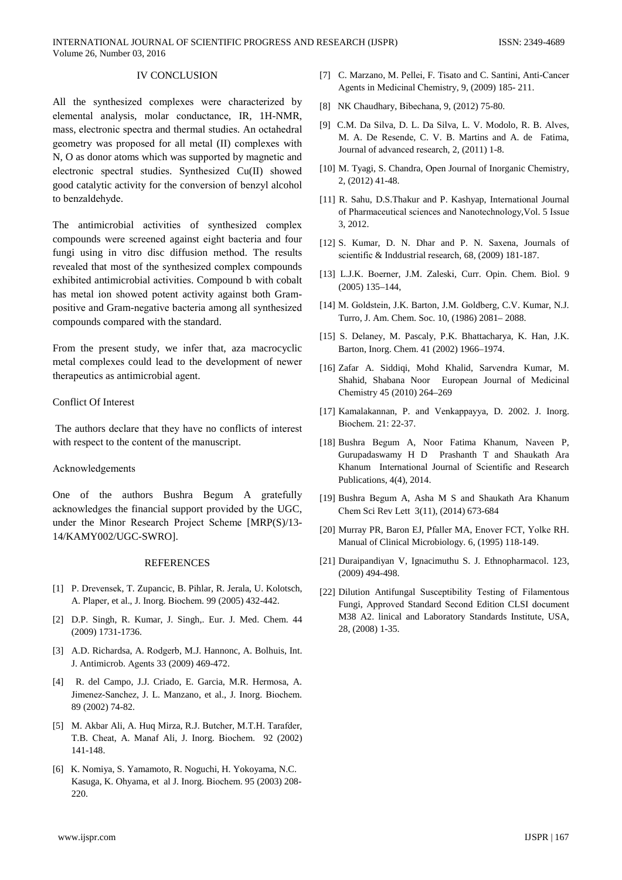## IV CONCLUSION

All the synthesized complexes were characterized by elemental analysis, molar conductance, IR, 1H-NMR, mass, electronic spectra and thermal studies. An octahedral geometry was proposed for all metal (II) complexes with N, O as donor atoms which was supported by magnetic and electronic spectral studies. Synthesized Cu(II) showed good catalytic activity for the conversion of benzyl alcohol to benzaldehyde.

The antimicrobial activities of synthesized complex compounds were screened against eight bacteria and four fungi using in vitro disc diffusion method. The results revealed that most of the synthesized complex compounds exhibited antimicrobial activities. Compound b with cobalt has metal ion showed potent activity against both Gram-positive and Gram-negative bacteria among all synthesized compounds compared with the standard.

From the present study, we infer that, aza macrocyclic metal complexes could lead to the development of newer therapeutics as antimicrobial agent.

Conflict Of Interest

The authors declare that they have no conflicts of interest with respect to the content of the manuscript.

Acknowledgements

One of the authors Bushra Begum A gratefully acknowledges the financial support provided by the UGC, under the Minor Research Project Scheme [MRP(S)/13-14/KAMY002/UGC-SWRO].

## REFERENCES

[1] P. Drevensek, T. Zupancic, B. Pihlar, R. Jerala, U. Kolotsch, A. Plaper, et al., J. Inorg. Biochem. 99 (2005) 432-442.

[2] D.P. Singh, R. Kumar, J. Singh,. Eur. J. Med. Chem. 44 (2009) 1731-1736.

[3] A.D. Richardsa, A. Rodgerb, M.J. Hannonc, A. Bolhuis, Int. J. Antimicrob. Agents 33 (2009) 469-472.

[4] R. del Campo, J.J. Criado, E. Garcia, M.R. Hermosa, A. Jimenez-Sanchez, J. L. Manzano, et al., J. Inorg. Biochem. 89 (2002) 74-82.

[5] M. Akbar Ali, A. Huq Mirza, R.J. Butcher, M.T.H. Tarafder, T.B. Cheat, A. Manaf Ali, J. Inorg. Biochem. 92 (2002) 141-148.

[6] K. Nomiya, S. Yamamoto, R. Noguchi, H. Yokoyama, N.C. Kasuga, K. Ohyama, et al J. Inorg. Biochem. 95 (2003) 208-220.

[7] C. Marzano, M. Pellei, F. Tisato and C. Santini, Anti-Cancer Agents in Medicinal Chemistry, 9, (2009) 185- 211.

[8] NK Chaudhary, Bibechana, 9, (2012) 75-80.

[9] C.M. Da Silva, D. L. Da Silva, L. V. Modolo, R. B. Alves, M. A. De Resende, C. V. B. Martins and A. de Fatima, Journal of advanced research, 2, (2011) 1-8.

[10] M. Tyagi, S. Chandra, Open Journal of Inorganic Chemistry, 2, (2012) 41-48.

[11] R. Sahu, D.S.Thakur and P. Kashyap, International Journal of Pharmaceutical sciences and Nanotechnology,Vol. 5 Issue 3, 2012.

[12] S. Kumar, D. N. Dhar and P. N. Saxena, Journals of scientific & Inddustrial research, 68, (2009) 181-187.

[13] L.J.K. Boerner, J.M. Zaleski, Curr. Opin. Chem. Biol. 9 (2005) 135–144,

[14] M. Goldstein, J.K. Barton, J.M. Goldberg, C.V. Kumar, N.J. Turro, J. Am. Chem. Soc. 10, (1986) 2081– 2088.

[15] S. Delaney, M. Pascaly, P.K. Bhattacharya, K. Han, J.K. Barton, Inorg. Chem. 41 (2002) 1966–1974.

[16] Zafar A. Siddiqi, Mohd Khalid, Sarvendra Kumar, M. Shahid, Shabana Noor European Journal of Medicinal Chemistry 45 (2010) 264–269

[17] Kamalakannan, P. and Venkappayya, D. 2002. J. Inorg. Biochem. 21: 22-37.

[18] Bushra Begum A, Noor Fatima Khanum, Naveen P, Gurupadaswamy H D Prashanth T and Shaukath Ara Khanum International Journal of Scientific and Research Publications, 4(4), 2014.

[19] Bushra Begum A, Asha M S and Shaukath Ara Khanum Chem Sci Rev Lett 3(11), (2014) 673-684

[20] Murray PR, Baron EJ, Pfaller MA, Enover FCT, Yolke RH. Manual of Clinical Microbiology. 6, (1995) 118-149.

[21] Duraipandiyan V, Ignacimuthu S. J. Ethnopharmacol. 123, (2009) 494-498.

[22] Dilution Antifungal Susceptibility Testing of Filamentous Fungi, Approved Standard Second Edition CLSI document M38 A2. linical and Laboratory Standards Institute, USA, 28, (2008) 1-35.